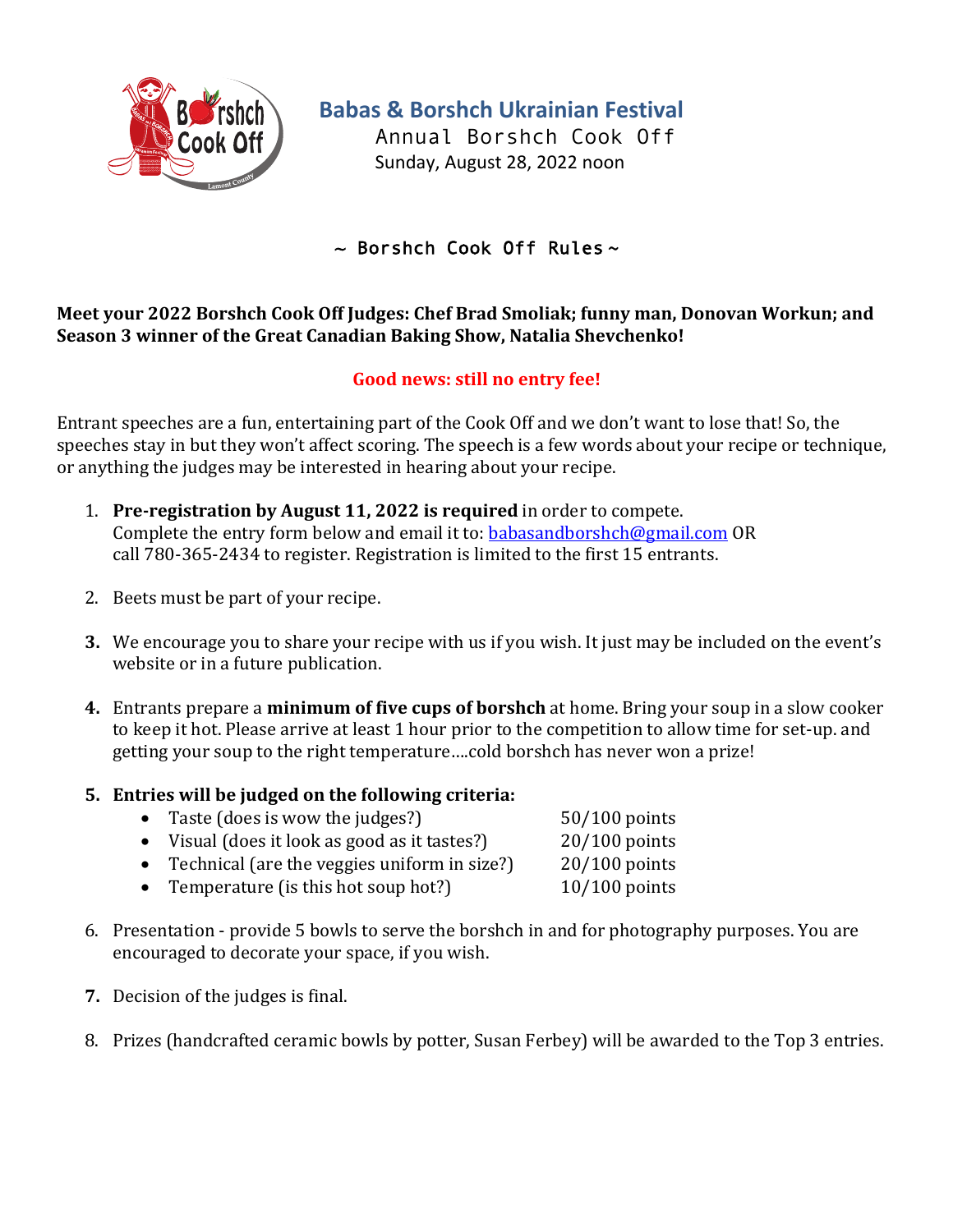# Babas & Borshch Ukrainian Festival

Annual Borshch Cook Off

Sunday, August 28, 2022 noon

## ~ Borshch Cook Off Rules ~

**Meet your 2022 Borshch Cook Off Judges: Chef Brad Smoliak; funny man, Donovan Workun; and Season 3 winner of the Great Canadian Baking Show, Natalia Shevchenko!**

**Good news: still no entry fee!**

Entrant speeches are a fun, entertaining part of the Cook Off and we don't want to lose that! So, the speeches stay in but they won't affect scoring. The speech is a few words about your recipe or technique, or anything the judges may be interested in hearing about your recipe.

1. **Pre-registration by August 11, 2022 is required** in order to compete. Complete the entry form below and email it to: babasandborshch@gmail.com OR call 780-365-2434 to register. Registration is limited to the first 15 entrants.

2. Beets must be part of your recipe.

3. We encourage you to share your recipe with us if you wish. It just may be included on the event's website or in a future publication.

4. Entrants prepare a **minimum of five cups of borshch** at home. Bring your soup in a slow cooker to keep it hot. Please arrive at least 1 hour prior to the competition to allow time for set-up. and getting your soup to the right temperature....cold borshch has never won a prize!

5. **Entries will be judged on the following criteria:**
   - Taste (does is wow the judges?) 50/100 points
   - Visual (does it look as good as it tastes?) 20/100 points
   - Technical (are the veggies uniform in size?) 20/100 points
   - Temperature (is this hot soup hot?) 10/100 points

6. Presentation - provide 5 bowls to serve the borshch in and for photography purposes. You are encouraged to decorate your space, if you wish.

7. Decision of the judges is final.

8. Prizes (handcrafted ceramic bowls by potter, Susan Ferbey) will be awarded to the Top 3 entries.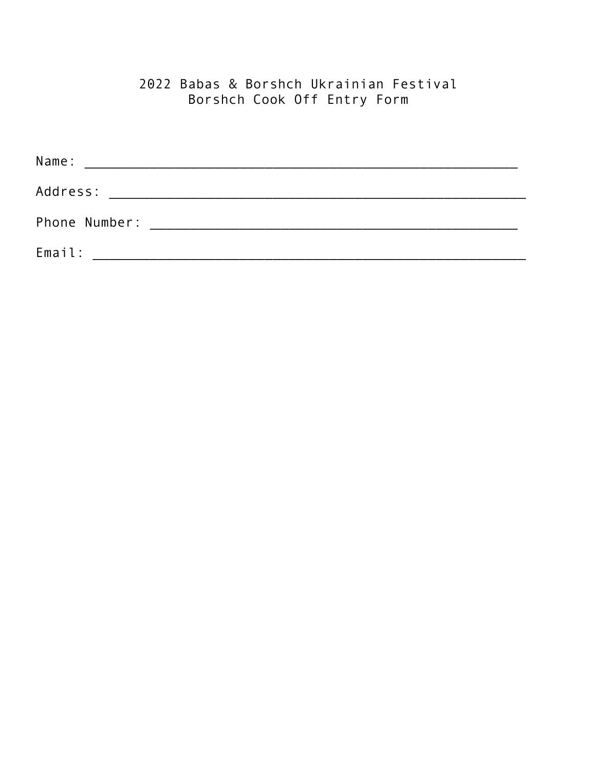# 2022 Babas & Borshch Ukrainian Festival
## Borshch Cook Off Entry Form

Name: ______________________________________________________

Address: ____________________________________________________

Phone Number: _______________________________________________

Email: ______________________________________________________